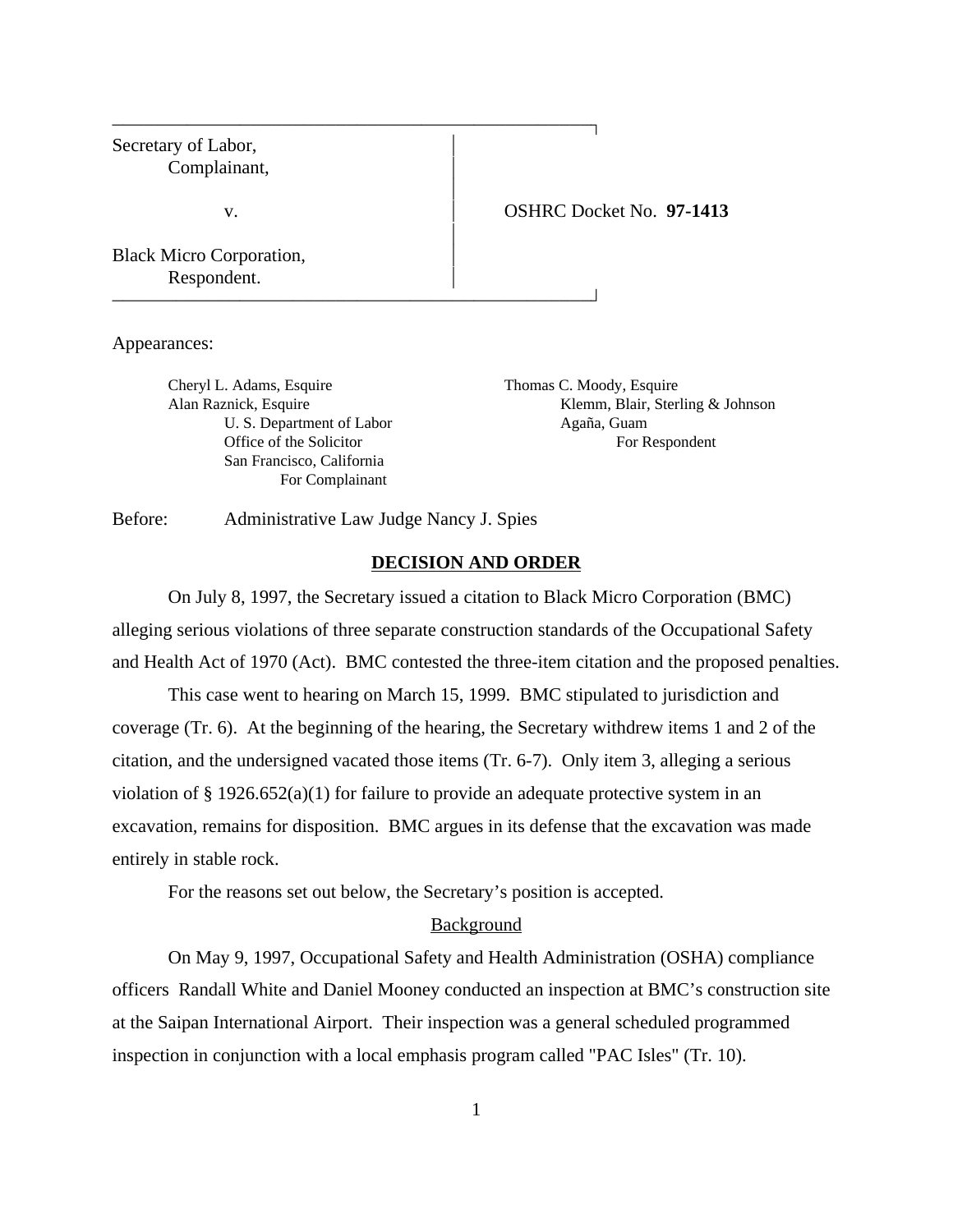| | |
|---|---|
| Secretary of Labor,<br>Complainant,<br><br>v.<br><br>Black Micro Corporation,<br>Respondent. | OSHRC Docket No. **97-1413** |

Appearances:

Cheryl L. Adams, Esquire
Alan Raznick, Esquire
U. S. Department of Labor
Office of the Solicitor
San Francisco, California
For Complainant

Thomas C. Moody, Esquire
Klemm, Blair, Sterling & Johnson
Agaña, Guam
For Respondent

Before: Administrative Law Judge Nancy J. Spies

## DECISION AND ORDER

On July 8, 1997, the Secretary issued a citation to Black Micro Corporation (BMC) alleging serious violations of three separate construction standards of the Occupational Safety and Health Act of 1970 (Act). BMC contested the three-item citation and the proposed penalties.

This case went to hearing on March 15, 1999. BMC stipulated to jurisdiction and coverage (Tr. 6). At the beginning of the hearing, the Secretary withdrew items 1 and 2 of the citation, and the undersigned vacated those items (Tr. 6-7). Only item 3, alleging a serious violation of § 1926.652(a)(1) for failure to provide an adequate protective system in an excavation, remains for disposition. BMC argues in its defense that the excavation was made entirely in stable rock.

For the reasons set out below, the Secretary's position is accepted.

### Background

On May 9, 1997, Occupational Safety and Health Administration (OSHA) compliance officers Randall White and Daniel Mooney conducted an inspection at BMC's construction site at the Saipan International Airport. Their inspection was a general scheduled programmed inspection in conjunction with a local emphasis program called "PAC Isles" (Tr. 10).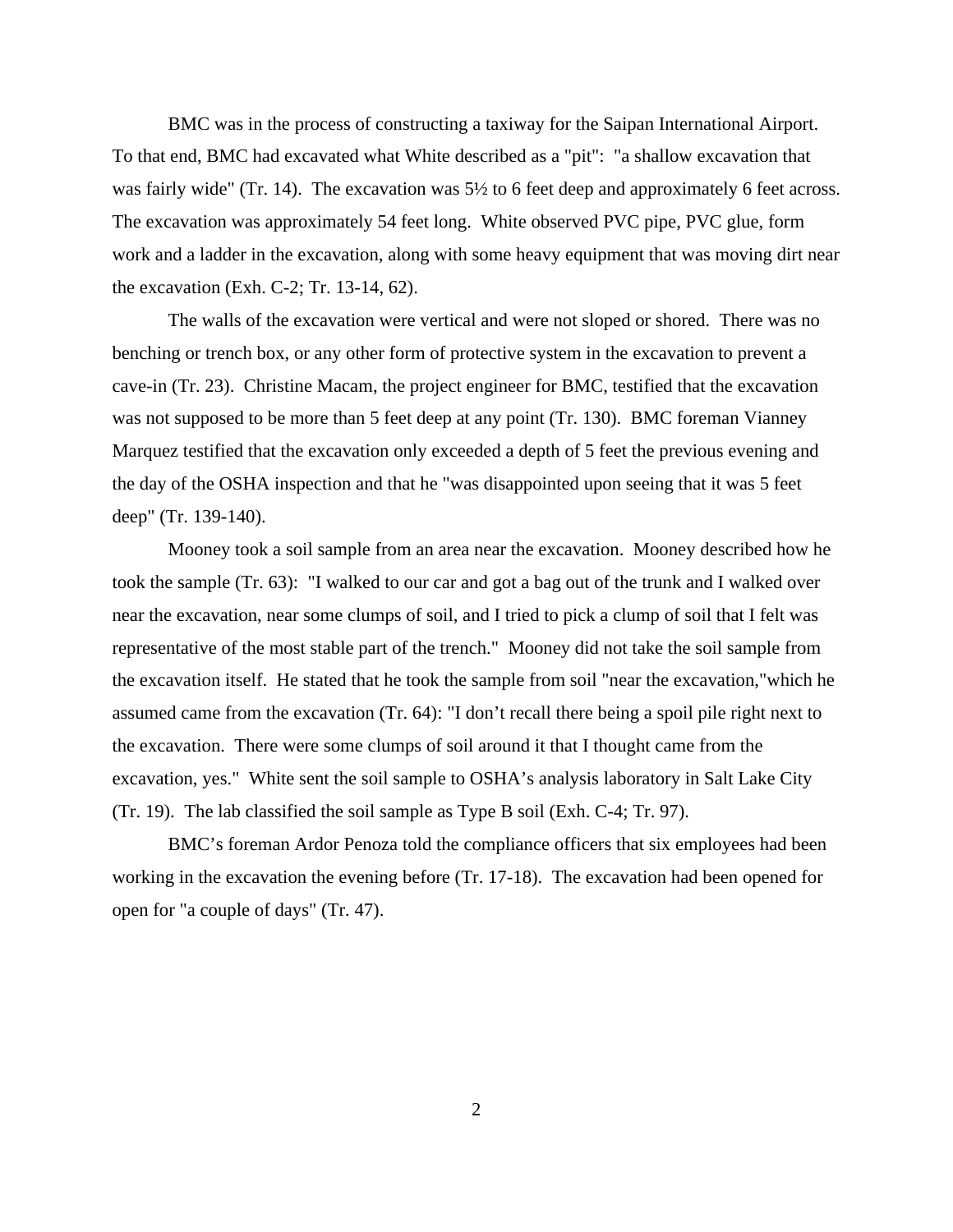BMC was in the process of constructing a taxiway for the Saipan International Airport. To that end, BMC had excavated what White described as a "pit": "a shallow excavation that was fairly wide" (Tr. 14). The excavation was 5½ to 6 feet deep and approximately 6 feet across. The excavation was approximately 54 feet long. White observed PVC pipe, PVC glue, form work and a ladder in the excavation, along with some heavy equipment that was moving dirt near the excavation (Exh. C-2; Tr. 13-14, 62).

The walls of the excavation were vertical and were not sloped or shored. There was no benching or trench box, or any other form of protective system in the excavation to prevent a cave-in (Tr. 23). Christine Macam, the project engineer for BMC, testified that the excavation was not supposed to be more than 5 feet deep at any point (Tr. 130). BMC foreman Vianney Marquez testified that the excavation only exceeded a depth of 5 feet the previous evening and the day of the OSHA inspection and that he "was disappointed upon seeing that it was 5 feet deep" (Tr. 139-140).

Mooney took a soil sample from an area near the excavation. Mooney described how he took the sample (Tr. 63): "I walked to our car and got a bag out of the trunk and I walked over near the excavation, near some clumps of soil, and I tried to pick a clump of soil that I felt was representative of the most stable part of the trench." Mooney did not take the soil sample from the excavation itself. He stated that he took the sample from soil "near the excavation,"which he assumed came from the excavation (Tr. 64): "I don't recall there being a spoil pile right next to the excavation. There were some clumps of soil around it that I thought came from the excavation, yes." White sent the soil sample to OSHA's analysis laboratory in Salt Lake City (Tr. 19). The lab classified the soil sample as Type B soil (Exh. C-4; Tr. 97).

BMC's foreman Ardor Penoza told the compliance officers that six employees had been working in the excavation the evening before (Tr. 17-18). The excavation had been opened for open for "a couple of days" (Tr. 47).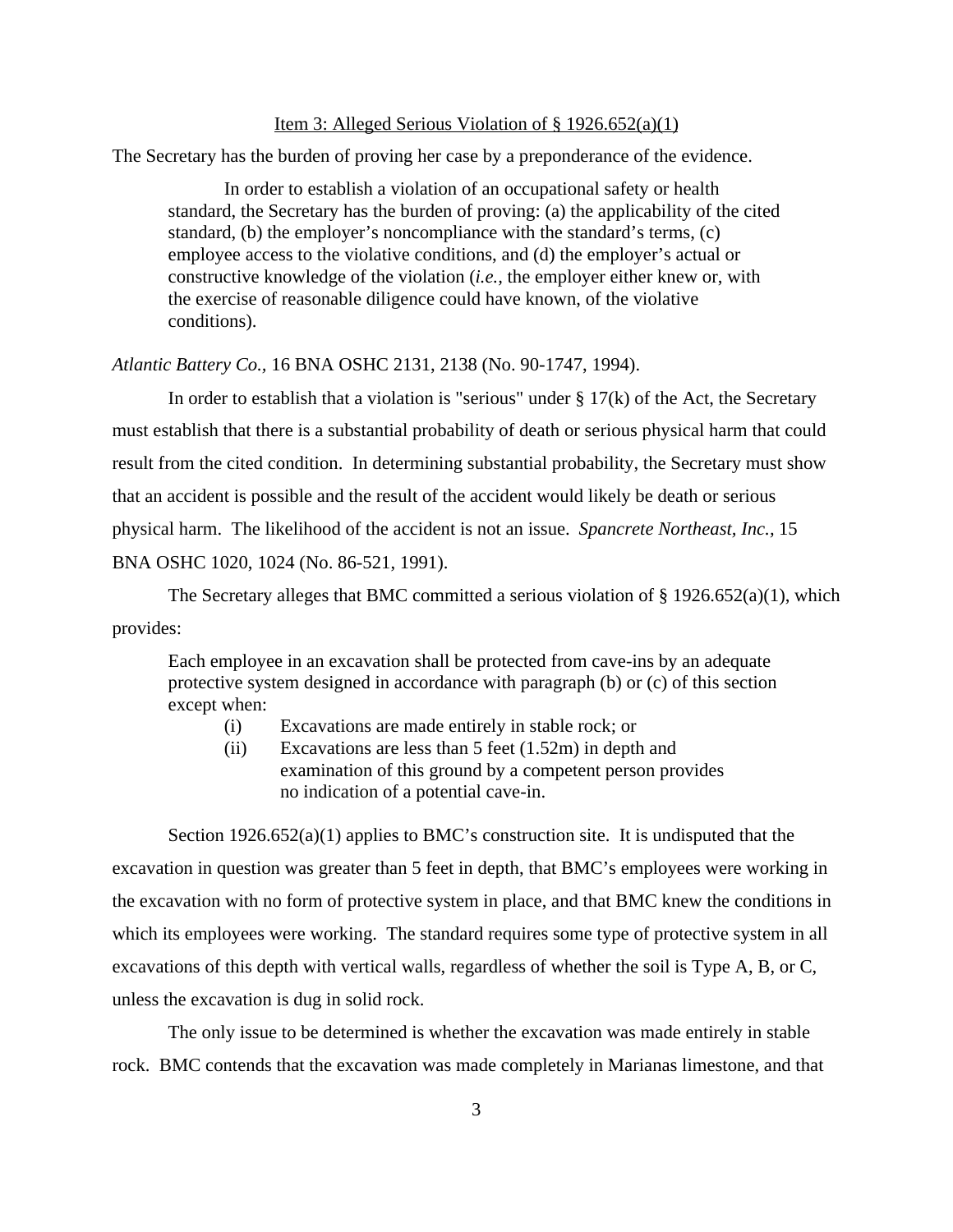Item 3: Alleged Serious Violation of § 1926.652(a)(1)

The Secretary has the burden of proving her case by a preponderance of the evidence.

> In order to establish a violation of an occupational safety or health standard, the Secretary has the burden of proving: (a) the applicability of the cited standard, (b) the employer's noncompliance with the standard's terms, (c) employee access to the violative conditions, and (d) the employer's actual or constructive knowledge of the violation (*i.e.,* the employer either knew or, with the exercise of reasonable diligence could have known, of the violative conditions).

*Atlantic Battery Co.,* 16 BNA OSHC 2131, 2138 (No. 90-1747, 1994).

In order to establish that a violation is "serious" under § 17(k) of the Act, the Secretary must establish that there is a substantial probability of death or serious physical harm that could result from the cited condition. In determining substantial probability, the Secretary must show that an accident is possible and the result of the accident would likely be death or serious physical harm. The likelihood of the accident is not an issue. *Spancrete Northeast, Inc.,* 15 BNA OSHC 1020, 1024 (No. 86-521, 1991).

The Secretary alleges that BMC committed a serious violation of § 1926.652(a)(1), which provides:

> Each employee in an excavation shall be protected from cave-ins by an adequate protective system designed in accordance with paragraph (b) or (c) of this section except when:
>
> (i) Excavations are made entirely in stable rock; or
>
> (ii) Excavations are less than 5 feet (1.52m) in depth and examination of this ground by a competent person provides no indication of a potential cave-in.

Section 1926.652(a)(1) applies to BMC's construction site. It is undisputed that the excavation in question was greater than 5 feet in depth, that BMC's employees were working in the excavation with no form of protective system in place, and that BMC knew the conditions in which its employees were working. The standard requires some type of protective system in all excavations of this depth with vertical walls, regardless of whether the soil is Type A, B, or C, unless the excavation is dug in solid rock.

The only issue to be determined is whether the excavation was made entirely in stable rock. BMC contends that the excavation was made completely in Marianas limestone, and that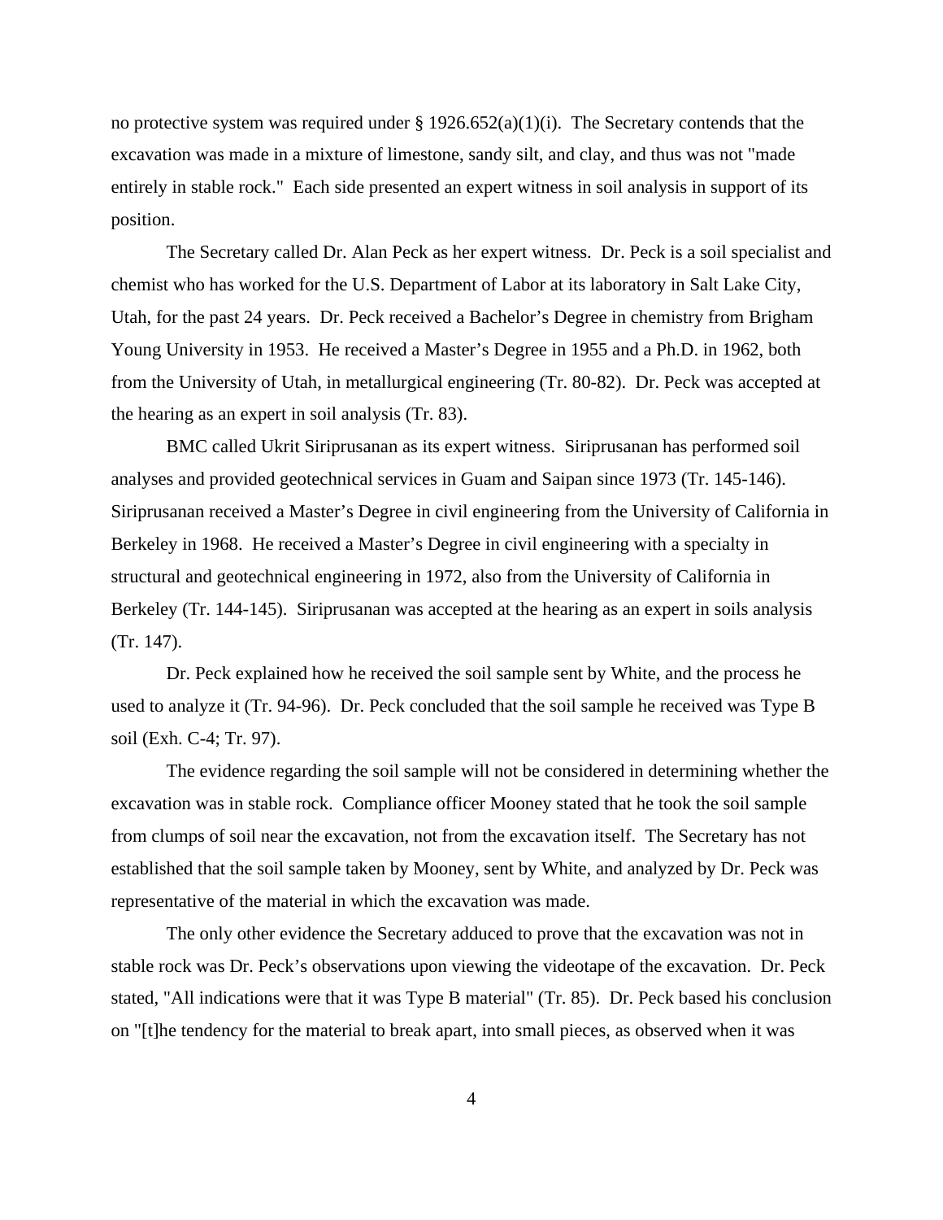no protective system was required under § 1926.652(a)(1)(i). The Secretary contends that the excavation was made in a mixture of limestone, sandy silt, and clay, and thus was not "made entirely in stable rock." Each side presented an expert witness in soil analysis in support of its position.

The Secretary called Dr. Alan Peck as her expert witness. Dr. Peck is a soil specialist and chemist who has worked for the U.S. Department of Labor at its laboratory in Salt Lake City, Utah, for the past 24 years. Dr. Peck received a Bachelor's Degree in chemistry from Brigham Young University in 1953. He received a Master's Degree in 1955 and a Ph.D. in 1962, both from the University of Utah, in metallurgical engineering (Tr. 80-82). Dr. Peck was accepted at the hearing as an expert in soil analysis (Tr. 83).

BMC called Ukrit Siriprusanan as its expert witness. Siriprusanan has performed soil analyses and provided geotechnical services in Guam and Saipan since 1973 (Tr. 145-146). Siriprusanan received a Master's Degree in civil engineering from the University of California in Berkeley in 1968. He received a Master's Degree in civil engineering with a specialty in structural and geotechnical engineering in 1972, also from the University of California in Berkeley (Tr. 144-145). Siriprusanan was accepted at the hearing as an expert in soils analysis (Tr. 147).

Dr. Peck explained how he received the soil sample sent by White, and the process he used to analyze it (Tr. 94-96). Dr. Peck concluded that the soil sample he received was Type B soil (Exh. C-4; Tr. 97).

The evidence regarding the soil sample will not be considered in determining whether the excavation was in stable rock. Compliance officer Mooney stated that he took the soil sample from clumps of soil near the excavation, not from the excavation itself. The Secretary has not established that the soil sample taken by Mooney, sent by White, and analyzed by Dr. Peck was representative of the material in which the excavation was made.

The only other evidence the Secretary adduced to prove that the excavation was not in stable rock was Dr. Peck's observations upon viewing the videotape of the excavation. Dr. Peck stated, "All indications were that it was Type B material" (Tr. 85). Dr. Peck based his conclusion on "[t]he tendency for the material to break apart, into small pieces, as observed when it was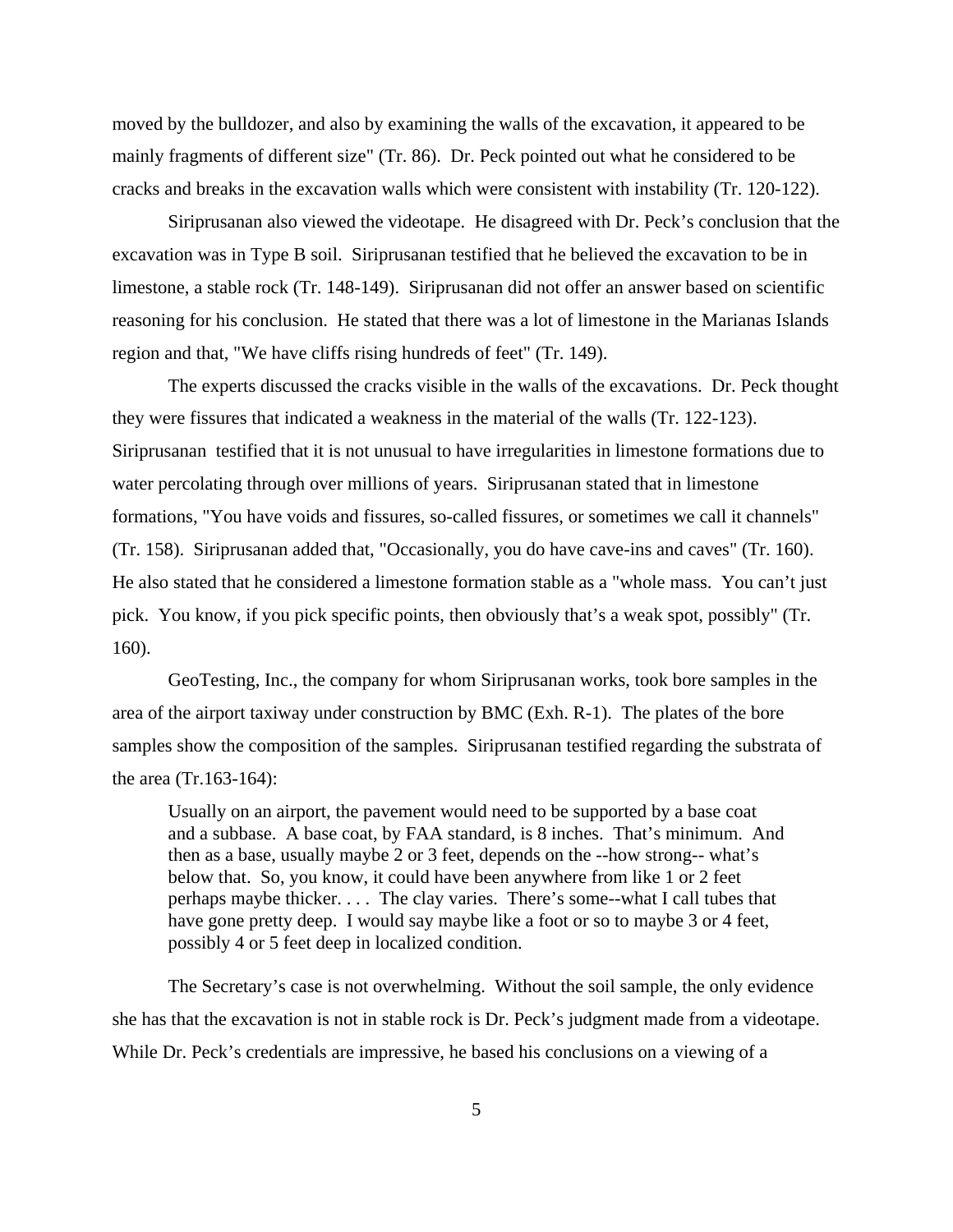moved by the bulldozer, and also by examining the walls of the excavation, it appeared to be mainly fragments of different size" (Tr. 86). Dr. Peck pointed out what he considered to be cracks and breaks in the excavation walls which were consistent with instability (Tr. 120-122).

Siriprusanan also viewed the videotape. He disagreed with Dr. Peck's conclusion that the excavation was in Type B soil. Siriprusanan testified that he believed the excavation to be in limestone, a stable rock (Tr. 148-149). Siriprusanan did not offer an answer based on scientific reasoning for his conclusion. He stated that there was a lot of limestone in the Marianas Islands region and that, "We have cliffs rising hundreds of feet" (Tr. 149).

The experts discussed the cracks visible in the walls of the excavations. Dr. Peck thought they were fissures that indicated a weakness in the material of the walls (Tr. 122-123). Siriprusanan testified that it is not unusual to have irregularities in limestone formations due to water percolating through over millions of years. Siriprusanan stated that in limestone formations, "You have voids and fissures, so-called fissures, or sometimes we call it channels" (Tr. 158). Siriprusanan added that, "Occasionally, you do have cave-ins and caves" (Tr. 160). He also stated that he considered a limestone formation stable as a "whole mass. You can't just pick. You know, if you pick specific points, then obviously that's a weak spot, possibly" (Tr. 160).

GeoTesting, Inc., the company for whom Siriprusanan works, took bore samples in the area of the airport taxiway under construction by BMC (Exh. R-1). The plates of the bore samples show the composition of the samples. Siriprusanan testified regarding the substrata of the area (Tr.163-164):

> Usually on an airport, the pavement would need to be supported by a base coat and a subbase. A base coat, by FAA standard, is 8 inches. That's minimum. And then as a base, usually maybe 2 or 3 feet, depends on the --how strong-- what's below that. So, you know, it could have been anywhere from like 1 or 2 feet perhaps maybe thicker. . . . The clay varies. There's some--what I call tubes that have gone pretty deep. I would say maybe like a foot or so to maybe 3 or 4 feet, possibly 4 or 5 feet deep in localized condition.

The Secretary's case is not overwhelming. Without the soil sample, the only evidence she has that the excavation is not in stable rock is Dr. Peck's judgment made from a videotape. While Dr. Peck's credentials are impressive, he based his conclusions on a viewing of a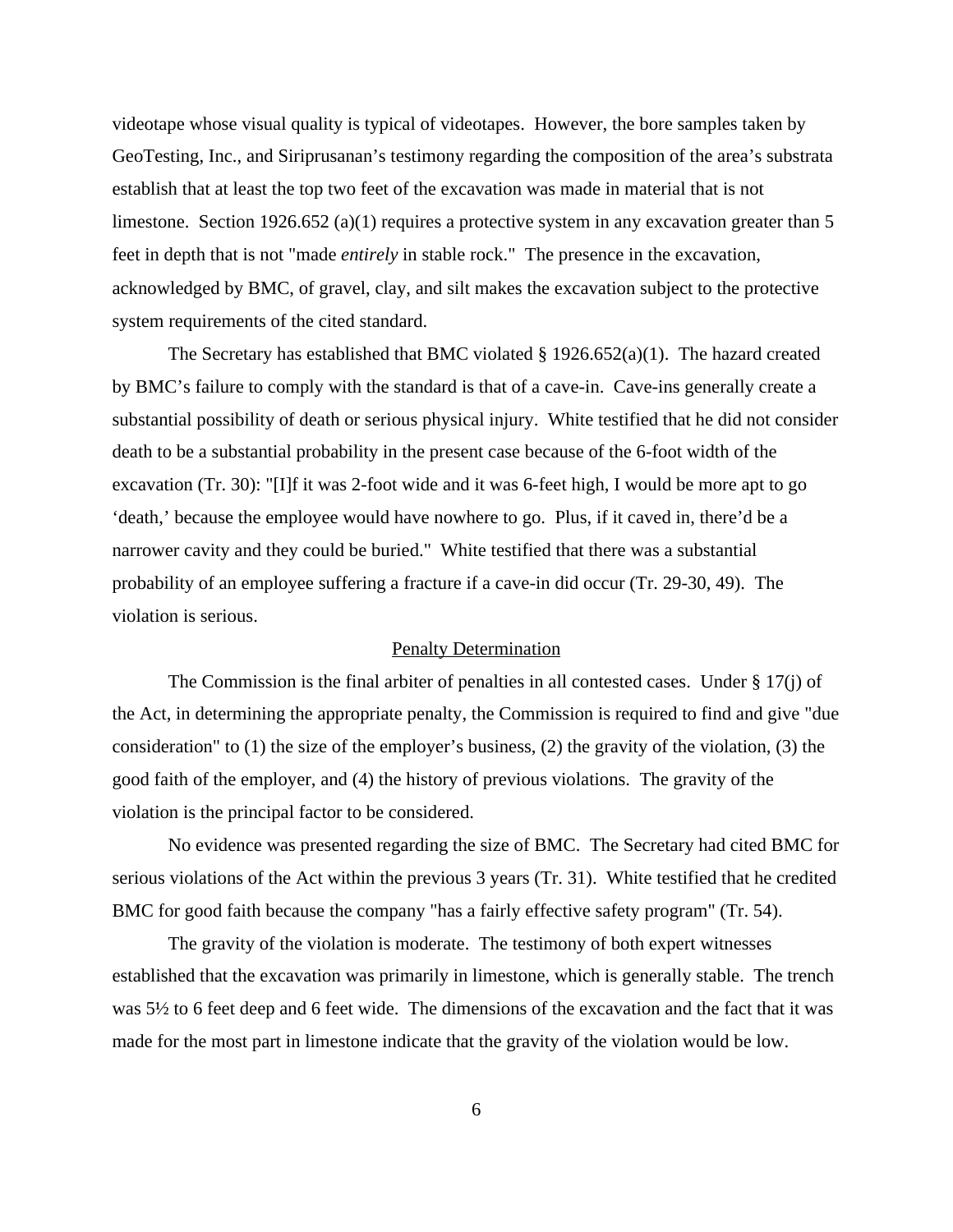videotape whose visual quality is typical of videotapes. However, the bore samples taken by GeoTesting, Inc., and Siriprusanan's testimony regarding the composition of the area's substrata establish that at least the top two feet of the excavation was made in material that is not limestone. Section 1926.652 (a)(1) requires a protective system in any excavation greater than 5 feet in depth that is not "made *entirely* in stable rock." The presence in the excavation, acknowledged by BMC, of gravel, clay, and silt makes the excavation subject to the protective system requirements of the cited standard.

The Secretary has established that BMC violated § 1926.652(a)(1). The hazard created by BMC's failure to comply with the standard is that of a cave-in. Cave-ins generally create a substantial possibility of death or serious physical injury. White testified that he did not consider death to be a substantial probability in the present case because of the 6-foot width of the excavation (Tr. 30): "[I]f it was 2-foot wide and it was 6-feet high, I would be more apt to go 'death,' because the employee would have nowhere to go. Plus, if it caved in, there'd be a narrower cavity and they could be buried." White testified that there was a substantial probability of an employee suffering a fracture if a cave-in did occur (Tr. 29-30, 49). The violation is serious.

## Penalty Determination

The Commission is the final arbiter of penalties in all contested cases. Under § 17(j) of the Act, in determining the appropriate penalty, the Commission is required to find and give "due consideration" to (1) the size of the employer's business, (2) the gravity of the violation, (3) the good faith of the employer, and (4) the history of previous violations. The gravity of the violation is the principal factor to be considered.

No evidence was presented regarding the size of BMC. The Secretary had cited BMC for serious violations of the Act within the previous 3 years (Tr. 31). White testified that he credited BMC for good faith because the company "has a fairly effective safety program" (Tr. 54).

The gravity of the violation is moderate. The testimony of both expert witnesses established that the excavation was primarily in limestone, which is generally stable. The trench was 5½ to 6 feet deep and 6 feet wide. The dimensions of the excavation and the fact that it was made for the most part in limestone indicate that the gravity of the violation would be low.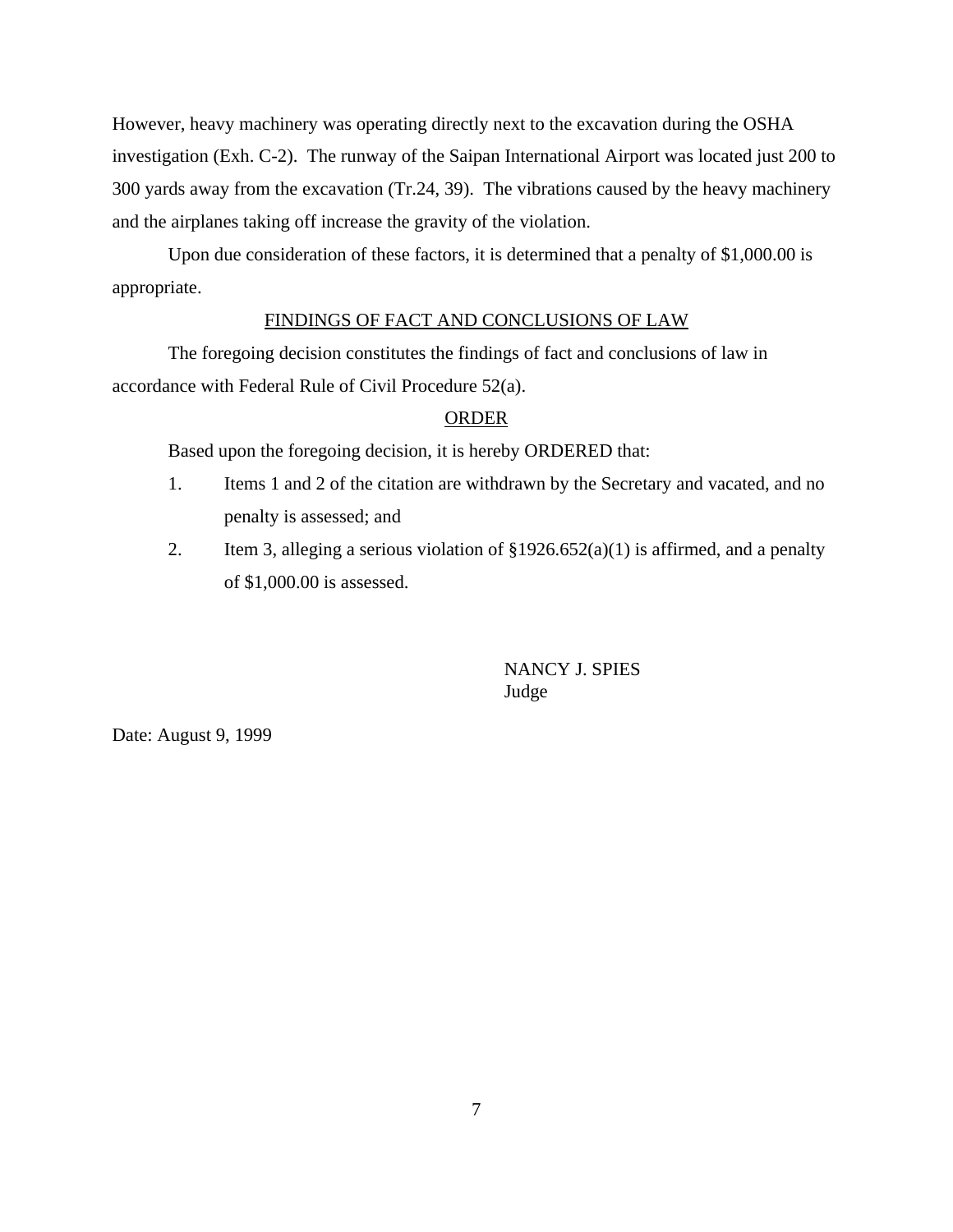However, heavy machinery was operating directly next to the excavation during the OSHA investigation (Exh. C-2). The runway of the Saipan International Airport was located just 200 to 300 yards away from the excavation (Tr.24, 39). The vibrations caused by the heavy machinery and the airplanes taking off increase the gravity of the violation.

Upon due consideration of these factors, it is determined that a penalty of $1,000.00 is appropriate.

## FINDINGS OF FACT AND CONCLUSIONS OF LAW

The foregoing decision constitutes the findings of fact and conclusions of law in accordance with Federal Rule of Civil Procedure 52(a).

## ORDER

Based upon the foregoing decision, it is hereby ORDERED that:

1. Items 1 and 2 of the citation are withdrawn by the Secretary and vacated, and no penalty is assessed; and
2. Item 3, alleging a serious violation of §1926.652(a)(1) is affirmed, and a penalty of $1,000.00 is assessed.

NANCY J. SPIES
Judge

Date: August 9, 1999